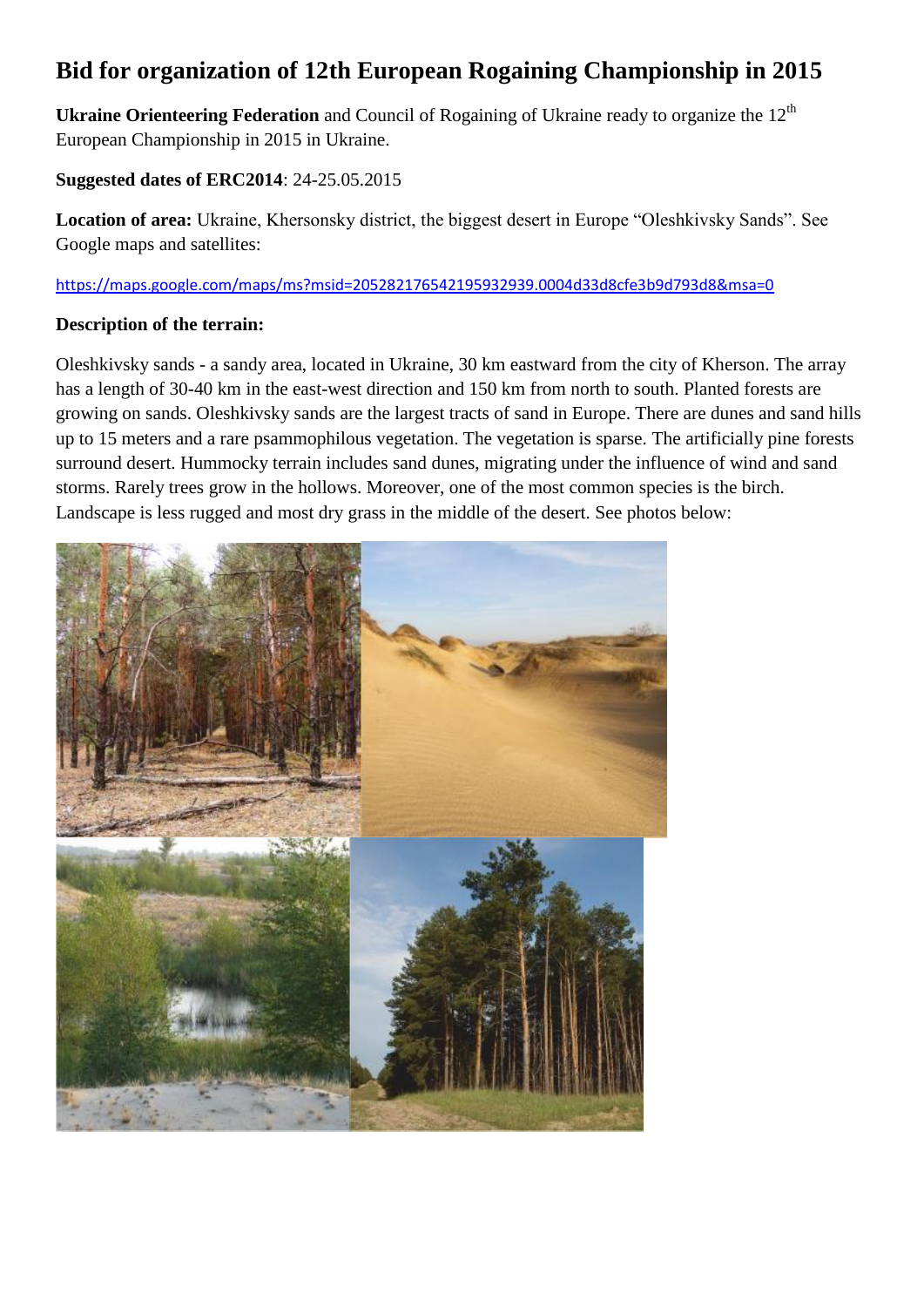# Bid for organization of 12th European Rogaining Championship in 2015

**Ukraine Orienteering Federation** and Council of Rogaining of Ukraine ready to organize the 12th European Championship in 2015 in Ukraine.

**Suggested dates of ERC2014**: 24-25.05.2015

**Location of area:** Ukraine, Khersonsky district, the biggest desert in Europe "Oleshkivsky Sands". See Google maps and satellites:

https://maps.google.com/maps/ms?msid=205282176542195932939.0004d33d8cfe3b9d793d8&msa=0

**Description of the terrain:**

Oleshkivsky sands - a sandy area, located in Ukraine, 30 km eastward from the city of Kherson. The array has a length of 30-40 km in the east-west direction and 150 km from north to south. Planted forests are growing on sands. Oleshkivsky sands are the largest tracts of sand in Europe. There are dunes and sand hills up to 15 meters and a rare psammophilous vegetation. The vegetation is sparse. The artificially pine forests surround desert. Hummocky terrain includes sand dunes, migrating under the influence of wind and sand storms. Rarely trees grow in the hollows. Moreover, one of the most common species is the birch. Landscape is less rugged and most dry grass in the middle of the desert. See photos below: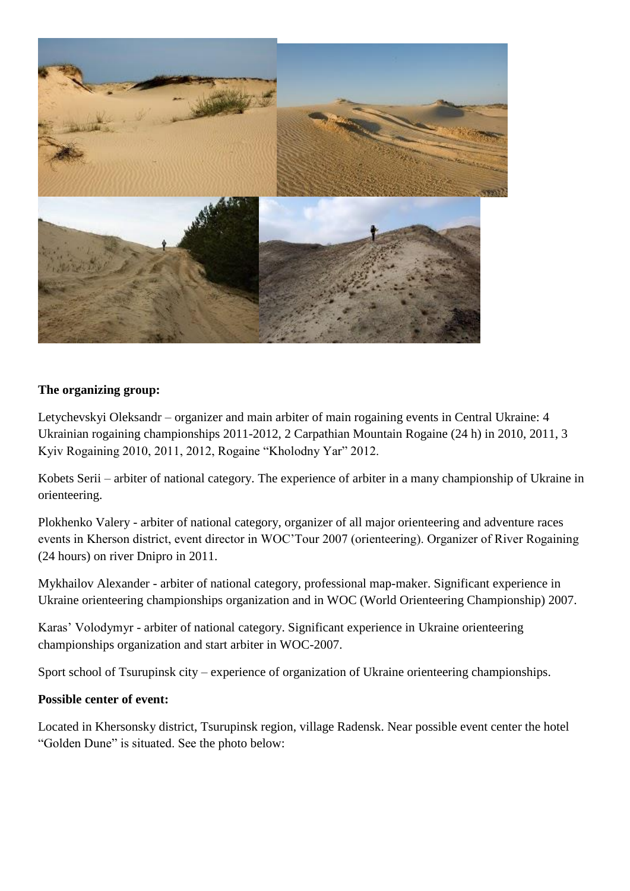**The organizing group:**

Letychevskyi Oleksandr – organizer and main arbiter of main rogaining events in Central Ukraine: 4 Ukrainian rogaining championships 2011-2012, 2 Carpathian Mountain Rogaine (24 h) in 2010, 2011, 3 Kyiv Rogaining 2010, 2011, 2012, Rogaine "Kholodny Yar" 2012.

Kobets Serii – arbiter of national category. The experience of arbiter in a many championship of Ukraine in orienteering.

Plokhenko Valery - arbiter of national category, organizer of all major orienteering and adventure races events in Kherson district, event director in WOC'Tour 2007 (orienteering). Organizer of River Rogaining (24 hours) on river Dnipro in 2011.

Mykhailov Alexander - arbiter of national category, professional map-maker. Significant experience in Ukraine orienteering championships organization and in WOC (World Orienteering Championship) 2007.

Karas' Volodymyr - arbiter of national category. Significant experience in Ukraine orienteering championships organization and start arbiter in WOC-2007.

Sport school of Tsurupinsk city – experience of organization of Ukraine orienteering championships.

**Possible center of event:**

Located in Khersonsky district, Tsurupinsk region, village Radensk. Near possible event center the hotel "Golden Dune" is situated. See the photo below: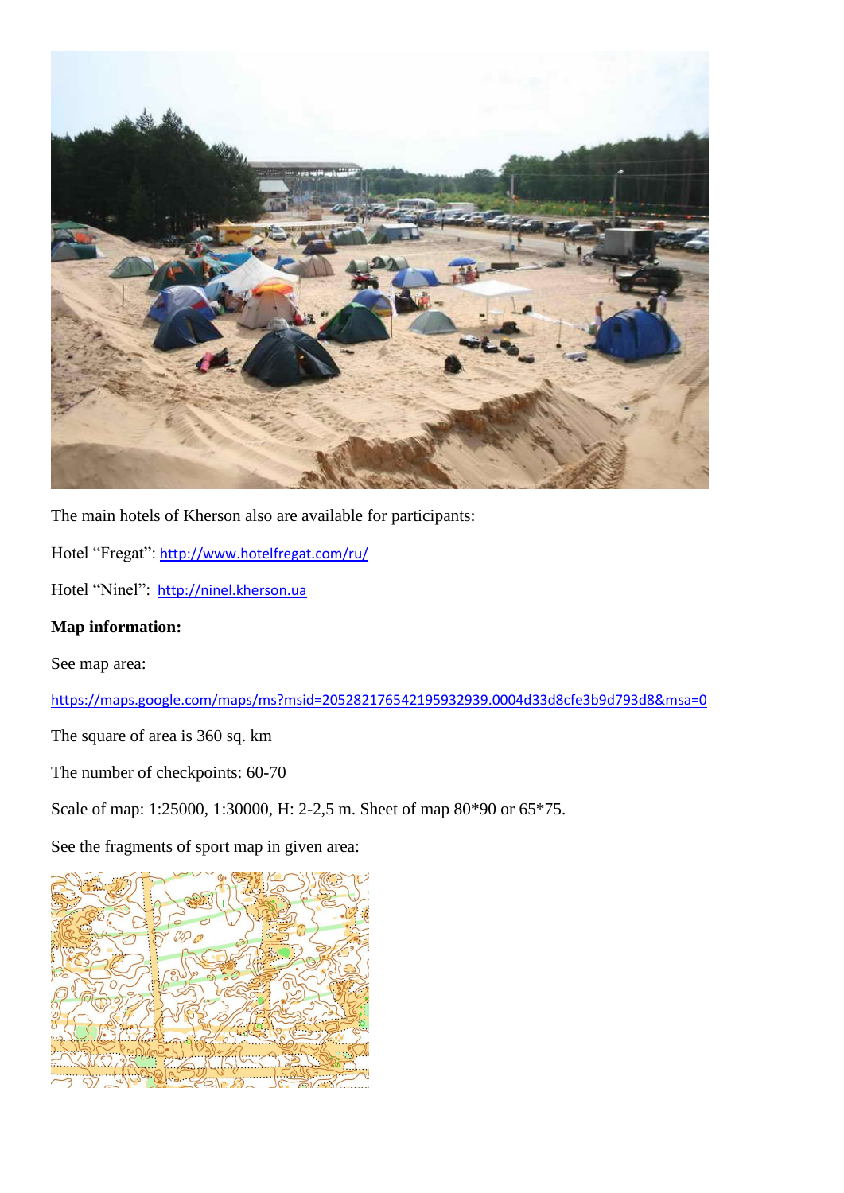The main hotels of Kherson also are available for participants:

Hotel "Fregat": http://www.hotelfregat.com/ru/

Hotel "Ninel": http://ninel.kherson.ua

**Map information:**

See map area:

https://maps.google.com/maps/ms?msid=205282176542195932939.0004d33d8cfe3b9d793d8&msa=0

The square of area is 360 sq. km

The number of checkpoints: 60-70

Scale of map: 1:25000, 1:30000, H: 2-2,5 m. Sheet of map 80*90 or 65*75.

See the fragments of sport map in given area: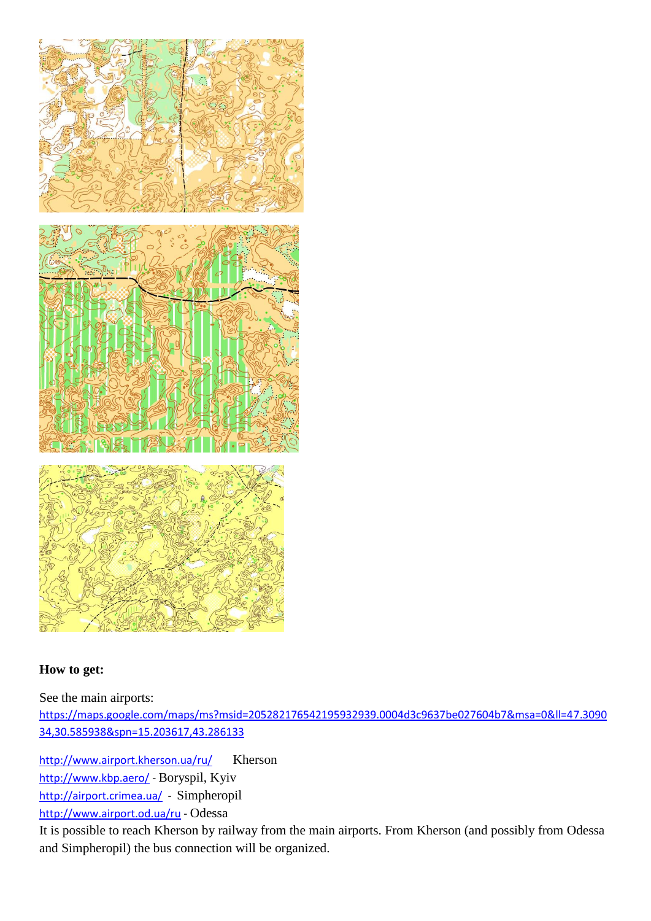**How to get:**

See the main airports:
https://maps.google.com/maps/ms?msid=205282176542195932939.0004d3c9637be027604b7&msa=0&ll=47.309034,30.585938&spn=15.203617,43.286133

http://www.airport.kherson.ua/ru/ Kherson
http://www.kbp.aero/ - Boryspil, Kyiv
http://airport.crimea.ua/ - Simpheropil
http://www.airport.od.ua/ru - Odessa
It is possible to reach Kherson by railway from the main airports. From Kherson (and possibly from Odessa and Simpheropil) the bus connection will be organized.